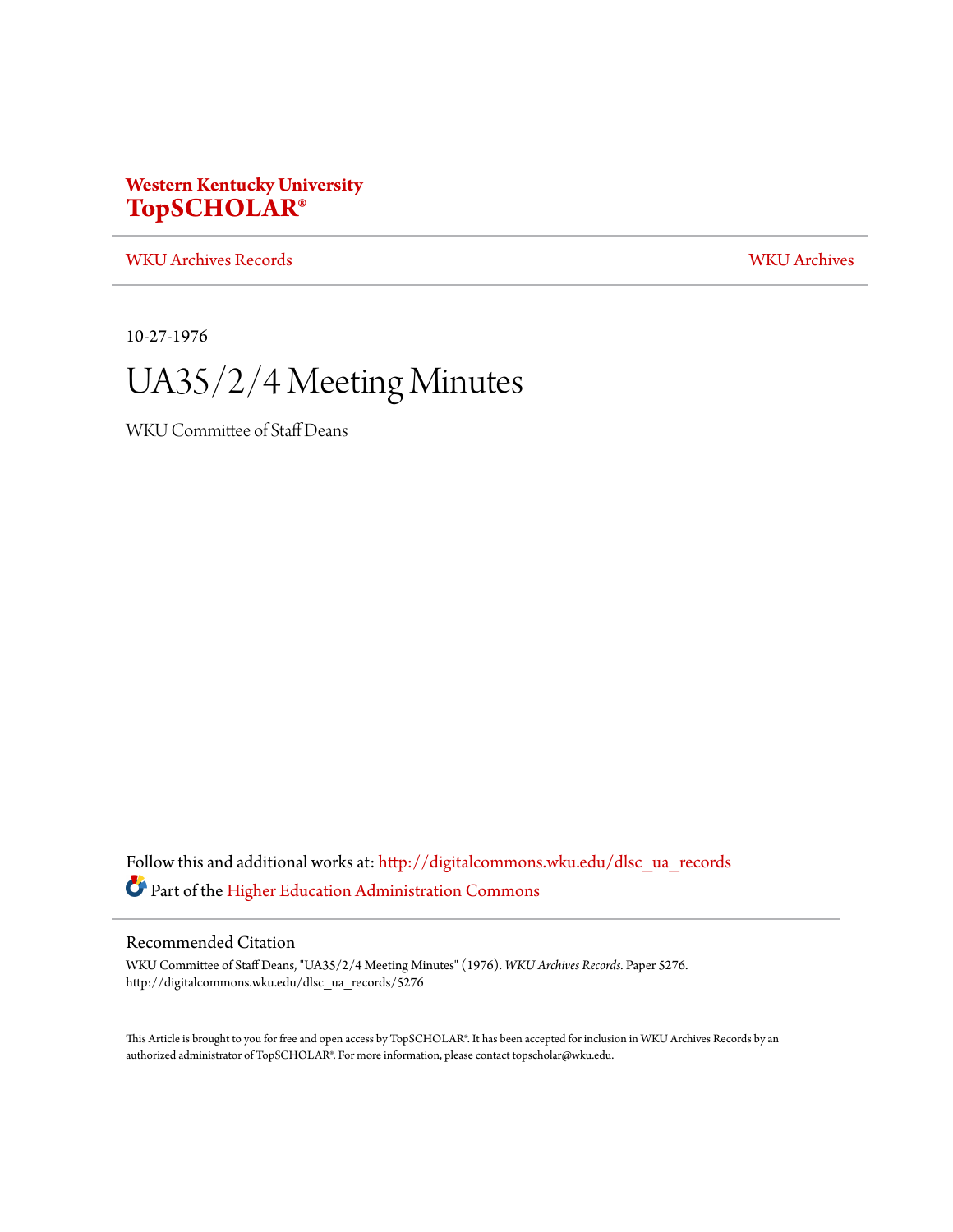**Western Kentucky University**
**TopSCHOLAR®**

WKU Archives Records | WKU Archives

10-27-1976

# UA35/2/4 Meeting Minutes

WKU Committee of Staff Deans

Follow this and additional works at: http://digitalcommons.wku.edu/dlsc_ua_records

Part of the Higher Education Administration Commons

## Recommended Citation

WKU Committee of Staff Deans, "UA35/2/4 Meeting Minutes" (1976). *WKU Archives Records.* Paper 5276.
http://digitalcommons.wku.edu/dlsc_ua_records/5276

This Article is brought to you for free and open access by TopSCHOLAR®. It has been accepted for inclusion in WKU Archives Records by an authorized administrator of TopSCHOLAR®. For more information, please contact topscholar@wku.edu.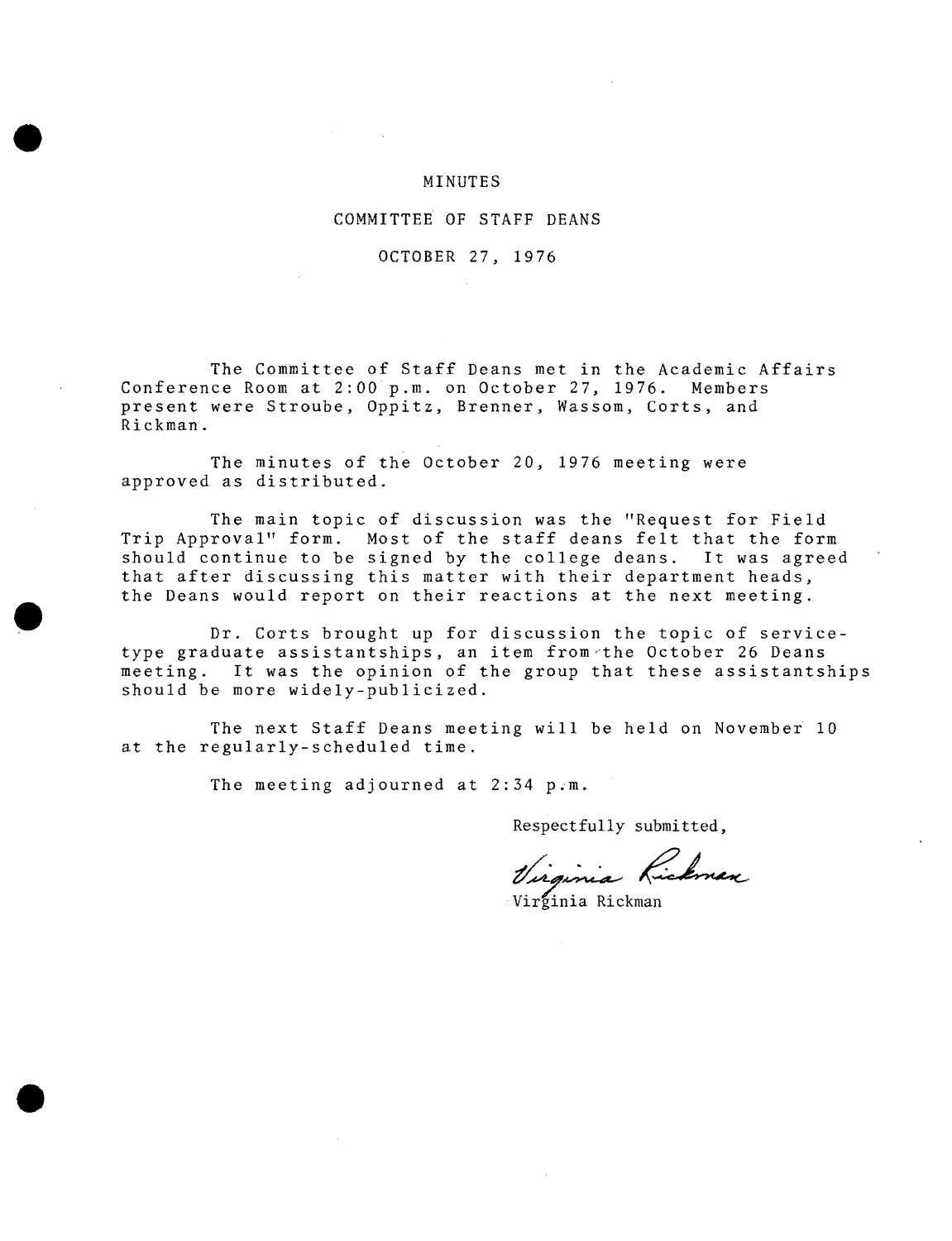# MINUTES

## COMMITTEE OF STAFF DEANS

### OCTOBER 27, 1976

The Committee of Staff Deans met in the Academic Affairs Conference Room at 2:00 p.m. on October 27, 1976. Members present were Stroube, Oppitz, Brenner, Wassom, Corts, and Rickman.

The minutes of the October 20, 1976 meeting were approved as distributed.

The main topic of discussion was the "Request for Field Trip Approval" form. Most of the staff deans felt that the form should continue to be signed by the college deans. It was agreed that after discussing this matter with their department heads, the Deans would report on their reactions at the next meeting.

Dr. Corts brought up for discussion the topic of service-type graduate assistantships, an item from the October 26 Deans meeting. It was the opinion of the group that these assistantships should be more widely-publicized.

The next Staff Deans meeting will be held on November 10 at the regularly-scheduled time.

The meeting adjourned at 2:34 p.m.

Respectfully submitted,

Virginia Rickman

Virginia Rickman